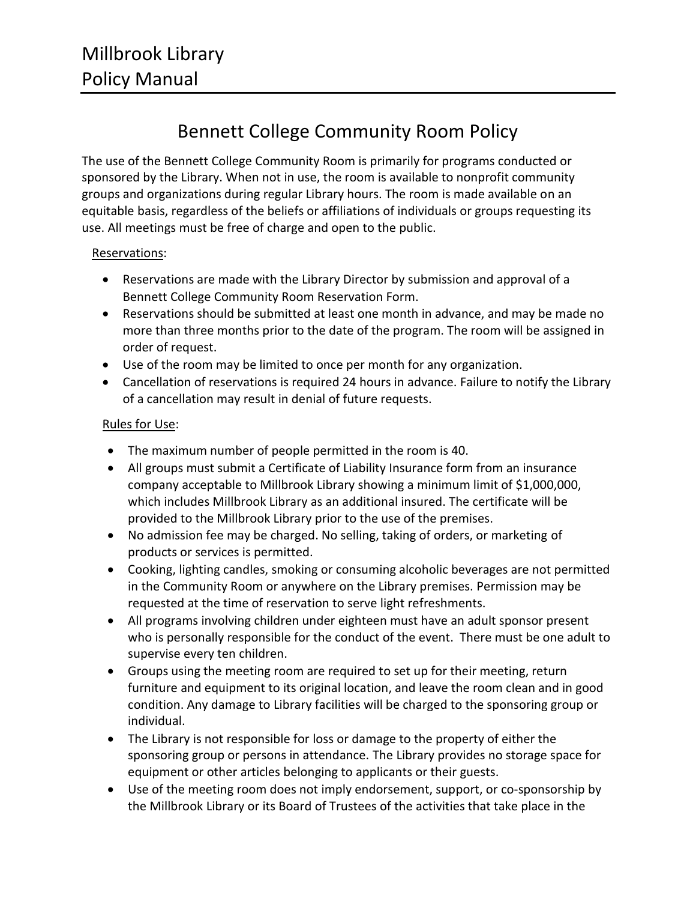# Millbrook Library Policy Manual

## Bennett College Community Room Policy

The use of the Bennett College Community Room is primarily for programs conducted or sponsored by the Library. When not in use, the room is available to nonprofit community groups and organizations during regular Library hours. The room is made available on an equitable basis, regardless of the beliefs or affiliations of individuals or groups requesting its use. All meetings must be free of charge and open to the public.

Reservations:

- Reservations are made with the Library Director by submission and approval of a Bennett College Community Room Reservation Form.
- Reservations should be submitted at least one month in advance, and may be made no more than three months prior to the date of the program. The room will be assigned in order of request.
- Use of the room may be limited to once per month for any organization.
- Cancellation of reservations is required 24 hours in advance. Failure to notify the Library of a cancellation may result in denial of future requests.

Rules for Use:

- The maximum number of people permitted in the room is 40.
- All groups must submit a Certificate of Liability Insurance form from an insurance company acceptable to Millbrook Library showing a minimum limit of $1,000,000, which includes Millbrook Library as an additional insured. The certificate will be provided to the Millbrook Library prior to the use of the premises.
- No admission fee may be charged. No selling, taking of orders, or marketing of products or services is permitted.
- Cooking, lighting candles, smoking or consuming alcoholic beverages are not permitted in the Community Room or anywhere on the Library premises. Permission may be requested at the time of reservation to serve light refreshments.
- All programs involving children under eighteen must have an adult sponsor present who is personally responsible for the conduct of the event. There must be one adult to supervise every ten children.
- Groups using the meeting room are required to set up for their meeting, return furniture and equipment to its original location, and leave the room clean and in good condition. Any damage to Library facilities will be charged to the sponsoring group or individual.
- The Library is not responsible for loss or damage to the property of either the sponsoring group or persons in attendance. The Library provides no storage space for equipment or other articles belonging to applicants or their guests.
- Use of the meeting room does not imply endorsement, support, or co-sponsorship by the Millbrook Library or its Board of Trustees of the activities that take place in the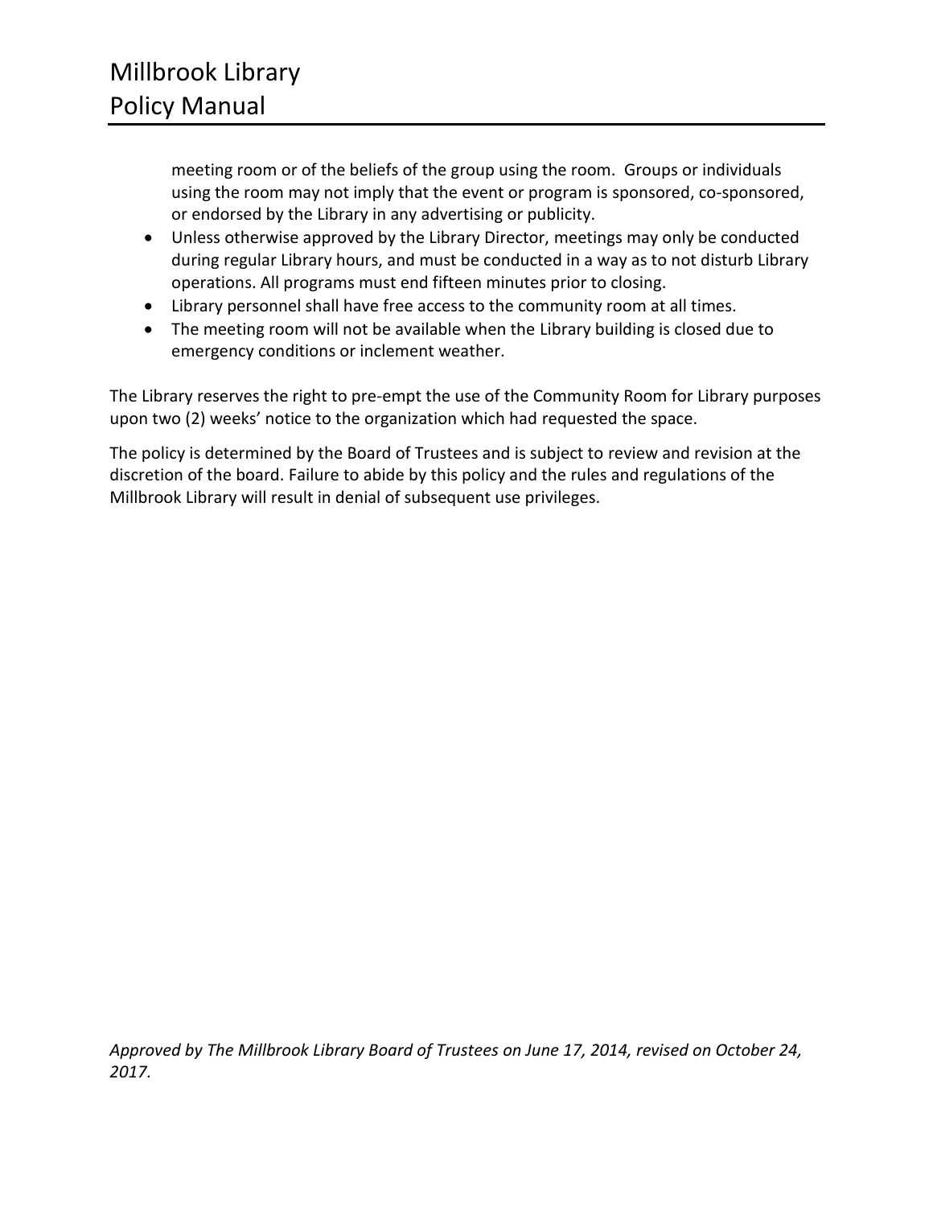meeting room or of the beliefs of the group using the room.  Groups or individuals using the room may not imply that the event or program is sponsored, co-sponsored, or endorsed by the Library in any advertising or publicity.

- Unless otherwise approved by the Library Director, meetings may only be conducted during regular Library hours, and must be conducted in a way as to not disturb Library operations. All programs must end fifteen minutes prior to closing.
- Library personnel shall have free access to the community room at all times.
- The meeting room will not be available when the Library building is closed due to emergency conditions or inclement weather.

The Library reserves the right to pre-empt the use of the Community Room for Library purposes upon two (2) weeks' notice to the organization which had requested the space.

The policy is determined by the Board of Trustees and is subject to review and revision at the discretion of the board. Failure to abide by this policy and the rules and regulations of the Millbrook Library will result in denial of subsequent use privileges.

*Approved by The Millbrook Library Board of Trustees on June 17, 2014, revised on October 24, 2017.*